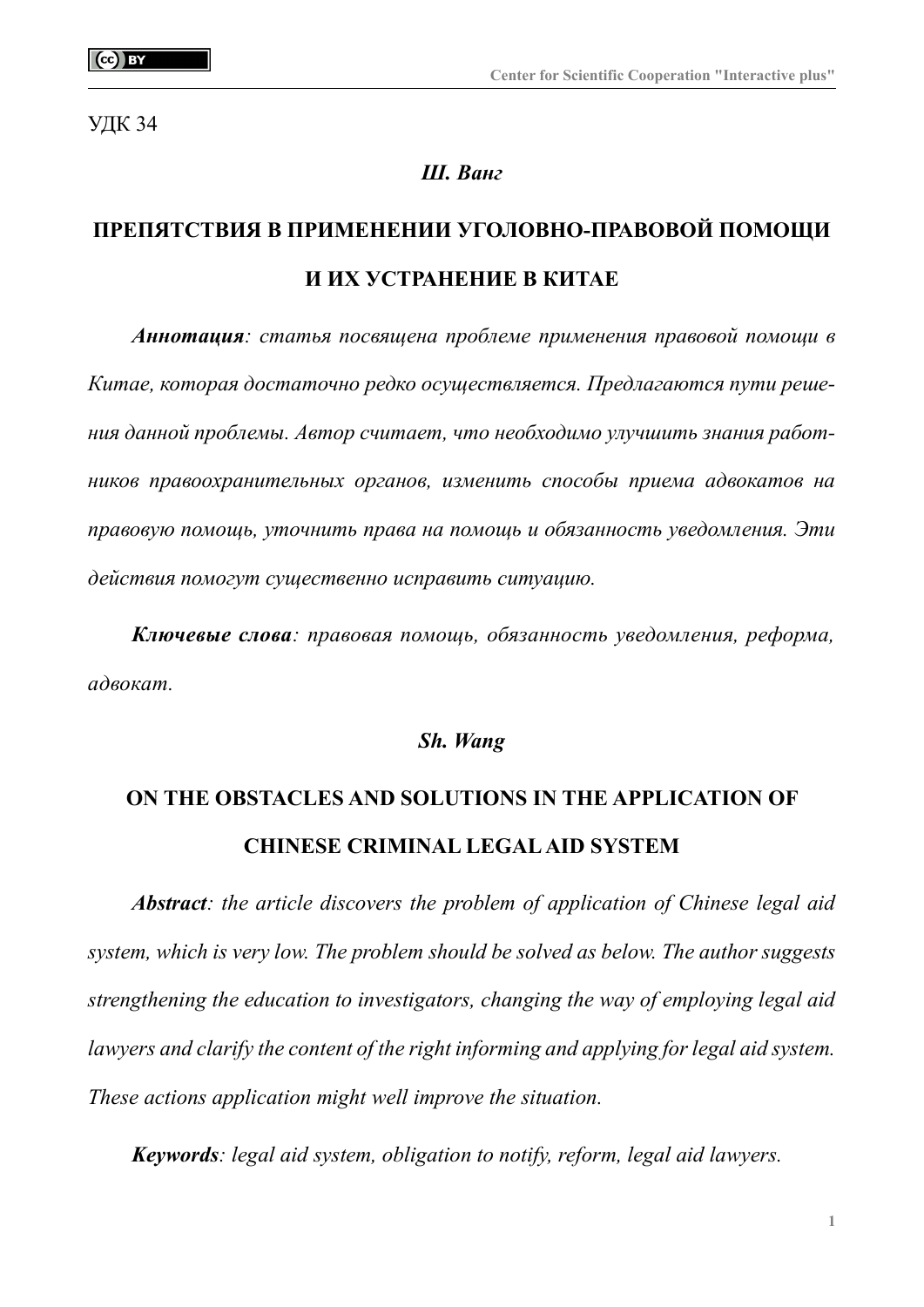УДК 34

***Ш. Ванг***

# ПРЕПЯТСТВИЯ В ПРИМЕНЕНИИ УГОЛОВНО-ПРАВОВОЙ ПОМОЩИ И ИХ УСТРАНЕНИЕ В КИТАЕ

***Аннотация**: статья посвящена проблеме применения правовой помощи в Китае, которая достаточно редко осуществляется. Предлагаются пути решения данной проблемы. Автор считает, что необходимо улучшить знания работников правоохранительных органов, изменить способы приема адвокатов на правовую помощь, уточнить права на помощь и обязанность уведомления. Эти действия помогут существенно исправить ситуацию.*

***Ключевые слова**: правовая помощь, обязанность уведомления, реформа, адвокат.*

***Sh. Wang***

# ON THE OBSTACLES AND SOLUTIONS IN THE APPLICATION OF CHINESE CRIMINAL LEGAL AID SYSTEM

***Abstract**: the article discovers the problem of application of Chinese legal aid system, which is very low. The problem should be solved as below. The author suggests strengthening the education to investigators, changing the way of employing legal aid lawyers and clarify the content of the right informing and applying for legal aid system. These actions application might well improve the situation.*

***Keywords**: legal aid system, obligation to notify, reform, legal aid lawyers.*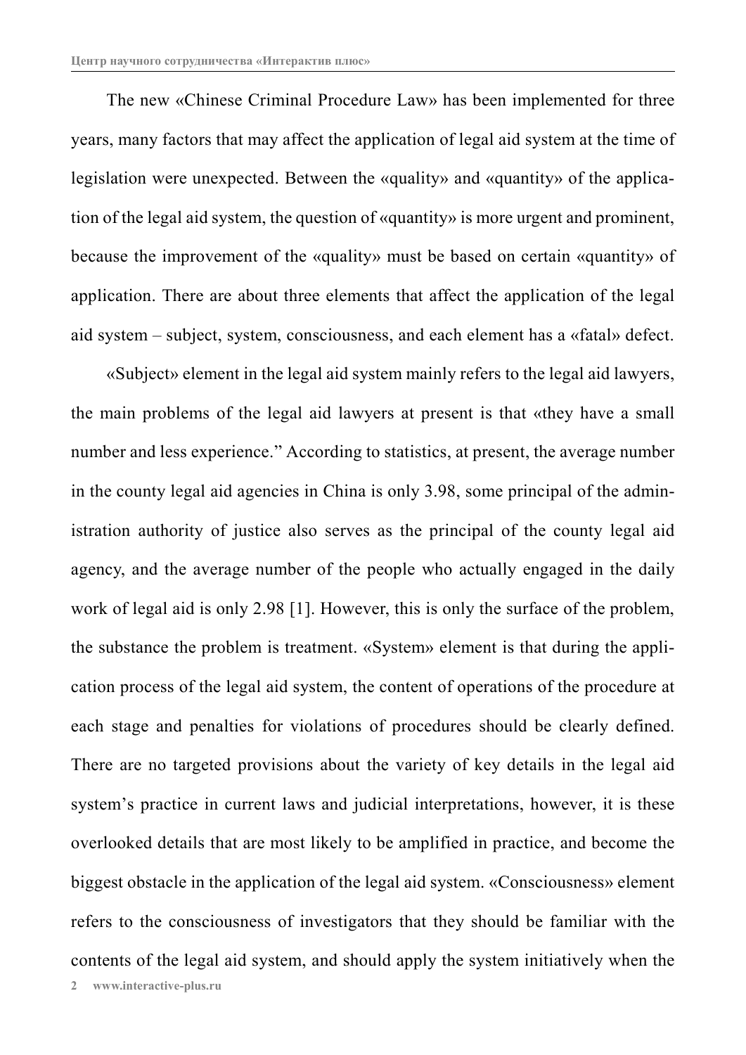The new «Chinese Criminal Procedure Law» has been implemented for three years, many factors that may affect the application of legal aid system at the time of legislation were unexpected. Between the «quality» and «quantity» of the application of the legal aid system, the question of «quantity» is more urgent and prominent, because the improvement of the «quality» must be based on certain «quantity» of application. There are about three elements that affect the application of the legal aid system – subject, system, consciousness, and each element has a «fatal» defect.

«Subject» element in the legal aid system mainly refers to the legal aid lawyers, the main problems of the legal aid lawyers at present is that «they have a small number and less experience." According to statistics, at present, the average number in the county legal aid agencies in China is only 3.98, some principal of the administration authority of justice also serves as the principal of the county legal aid agency, and the average number of the people who actually engaged in the daily work of legal aid is only 2.98 [1]. However, this is only the surface of the problem, the substance the problem is treatment. «System» element is that during the application process of the legal aid system, the content of operations of the procedure at each stage and penalties for violations of procedures should be clearly defined. There are no targeted provisions about the variety of key details in the legal aid system's practice in current laws and judicial interpretations, however, it is these overlooked details that are most likely to be amplified in practice, and become the biggest obstacle in the application of the legal aid system. «Consciousness» element refers to the consciousness of investigators that they should be familiar with the contents of the legal aid system, and should apply the system initiatively when the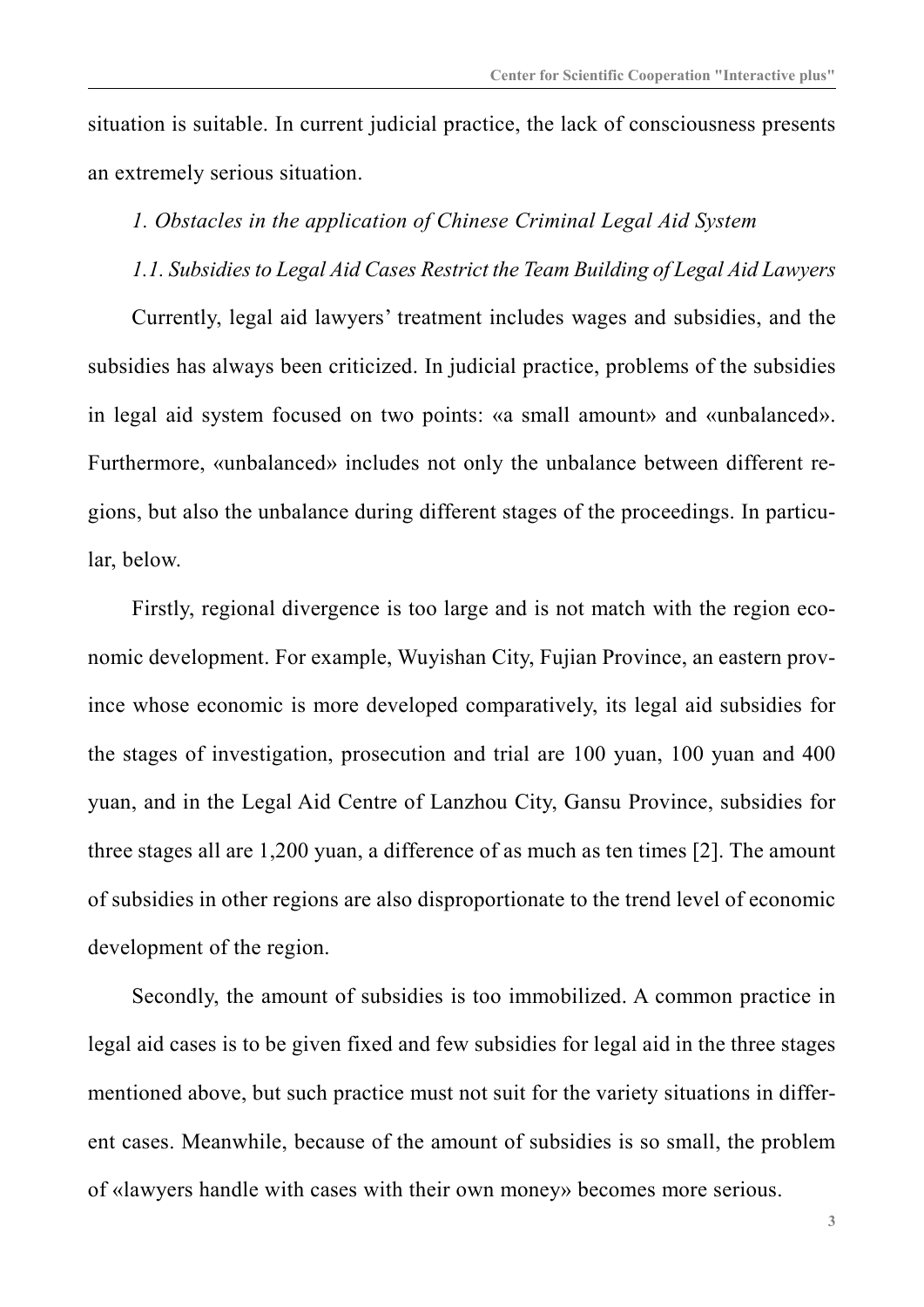situation is suitable. In current judicial practice, the lack of consciousness presents an extremely serious situation.

### *1. Obstacles in the application of Chinese Criminal Legal Aid System*

#### *1.1. Subsidies to Legal Aid Cases Restrict the Team Building of Legal Aid Lawyers*

Currently, legal aid lawyers' treatment includes wages and subsidies, and the subsidies has always been criticized. In judicial practice, problems of the subsidies in legal aid system focused on two points: «a small amount» and «unbalanced». Furthermore, «unbalanced» includes not only the unbalance between different regions, but also the unbalance during different stages of the proceedings. In particular, below.

Firstly, regional divergence is too large and is not match with the region economic development. For example, Wuyishan City, Fujian Province, an eastern province whose economic is more developed comparatively, its legal aid subsidies for the stages of investigation, prosecution and trial are 100 yuan, 100 yuan and 400 yuan, and in the Legal Aid Centre of Lanzhou City, Gansu Province, subsidies for three stages all are 1,200 yuan, a difference of as much as ten times [2]. The amount of subsidies in other regions are also disproportionate to the trend level of economic development of the region.

Secondly, the amount of subsidies is too immobilized. A common practice in legal aid cases is to be given fixed and few subsidies for legal aid in the three stages mentioned above, but such practice must not suit for the variety situations in different cases. Meanwhile, because of the amount of subsidies is so small, the problem of «lawyers handle with cases with their own money» becomes more serious.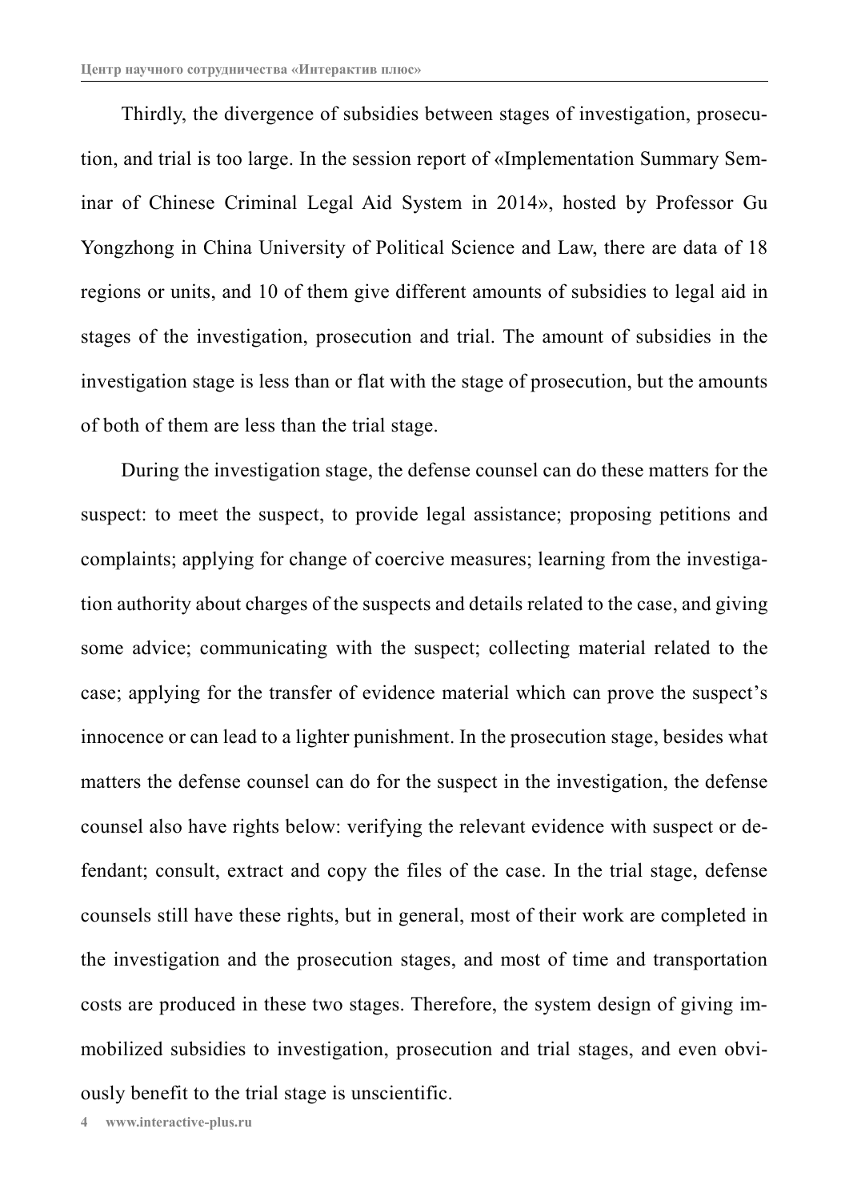Thirdly, the divergence of subsidies between stages of investigation, prosecution, and trial is too large. In the session report of «Implementation Summary Seminar of Chinese Criminal Legal Aid System in 2014», hosted by Professor Gu Yongzhong in China University of Political Science and Law, there are data of 18 regions or units, and 10 of them give different amounts of subsidies to legal aid in stages of the investigation, prosecution and trial. The amount of subsidies in the investigation stage is less than or flat with the stage of prosecution, but the amounts of both of them are less than the trial stage.

During the investigation stage, the defense counsel can do these matters for the suspect: to meet the suspect, to provide legal assistance; proposing petitions and complaints; applying for change of coercive measures; learning from the investigation authority about charges of the suspects and details related to the case, and giving some advice; communicating with the suspect; collecting material related to the case; applying for the transfer of evidence material which can prove the suspect's innocence or can lead to a lighter punishment. In the prosecution stage, besides what matters the defense counsel can do for the suspect in the investigation, the defense counsel also have rights below: verifying the relevant evidence with suspect or defendant; consult, extract and copy the files of the case. In the trial stage, defense counsels still have these rights, but in general, most of their work are completed in the investigation and the prosecution stages, and most of time and transportation costs are produced in these two stages. Therefore, the system design of giving immobilized subsidies to investigation, prosecution and trial stages, and even obviously benefit to the trial stage is unscientific.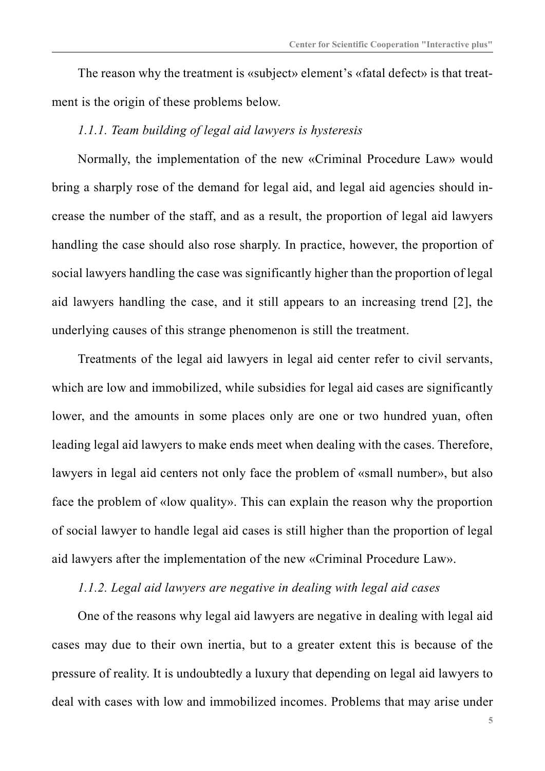The reason why the treatment is «subject» element's «fatal defect» is that treatment is the origin of these problems below.

### *1.1.1. Team building of legal aid lawyers is hysteresis*

Normally, the implementation of the new «Criminal Procedure Law» would bring a sharply rose of the demand for legal aid, and legal aid agencies should increase the number of the staff, and as a result, the proportion of legal aid lawyers handling the case should also rose sharply. In practice, however, the proportion of social lawyers handling the case was significantly higher than the proportion of legal aid lawyers handling the case, and it still appears to an increasing trend [2], the underlying causes of this strange phenomenon is still the treatment.

Treatments of the legal aid lawyers in legal aid center refer to civil servants, which are low and immobilized, while subsidies for legal aid cases are significantly lower, and the amounts in some places only are one or two hundred yuan, often leading legal aid lawyers to make ends meet when dealing with the cases. Therefore, lawyers in legal aid centers not only face the problem of «small number», but also face the problem of «low quality». This can explain the reason why the proportion of social lawyer to handle legal aid cases is still higher than the proportion of legal aid lawyers after the implementation of the new «Criminal Procedure Law».

### *1.1.2. Legal aid lawyers are negative in dealing with legal aid cases*

One of the reasons why legal aid lawyers are negative in dealing with legal aid cases may due to their own inertia, but to a greater extent this is because of the pressure of reality. It is undoubtedly a luxury that depending on legal aid lawyers to deal with cases with low and immobilized incomes. Problems that may arise under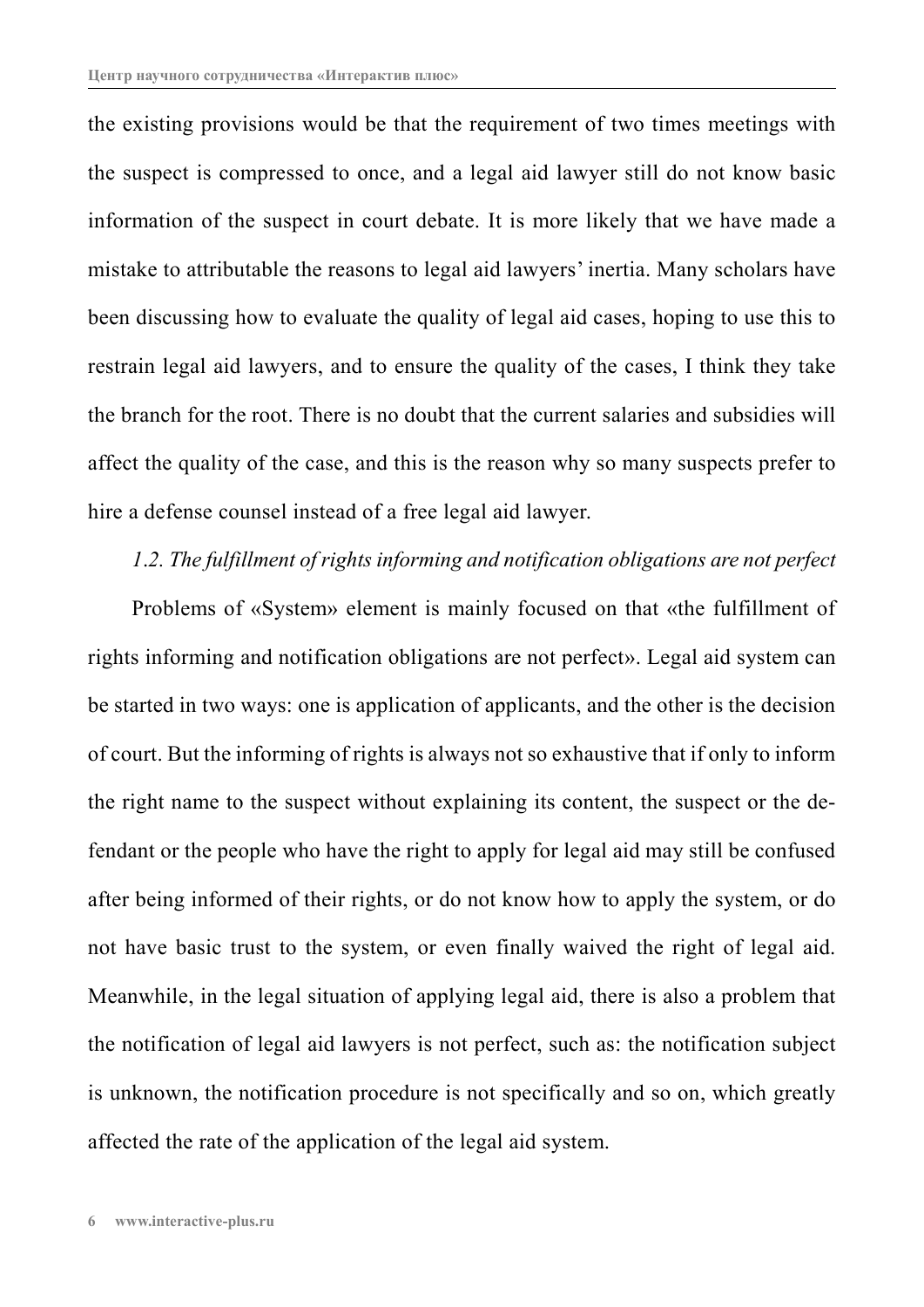the existing provisions would be that the requirement of two times meetings with the suspect is compressed to once, and a legal aid lawyer still do not know basic information of the suspect in court debate. It is more likely that we have made a mistake to attributable the reasons to legal aid lawyers' inertia. Many scholars have been discussing how to evaluate the quality of legal aid cases, hoping to use this to restrain legal aid lawyers, and to ensure the quality of the cases, I think they take the branch for the root. There is no doubt that the current salaries and subsidies will affect the quality of the case, and this is the reason why so many suspects prefer to hire a defense counsel instead of a free legal aid lawyer.

*1.2. The fulfillment of rights informing and notification obligations are not perfect*

Problems of «System» element is mainly focused on that «the fulfillment of rights informing and notification obligations are not perfect». Legal aid system can be started in two ways: one is application of applicants, and the other is the decision of court. But the informing of rights is always not so exhaustive that if only to inform the right name to the suspect without explaining its content, the suspect or the defendant or the people who have the right to apply for legal aid may still be confused after being informed of their rights, or do not know how to apply the system, or do not have basic trust to the system, or even finally waived the right of legal aid. Meanwhile, in the legal situation of applying legal aid, there is also a problem that the notification of legal aid lawyers is not perfect, such as: the notification subject is unknown, the notification procedure is not specifically and so on, which greatly affected the rate of the application of the legal aid system.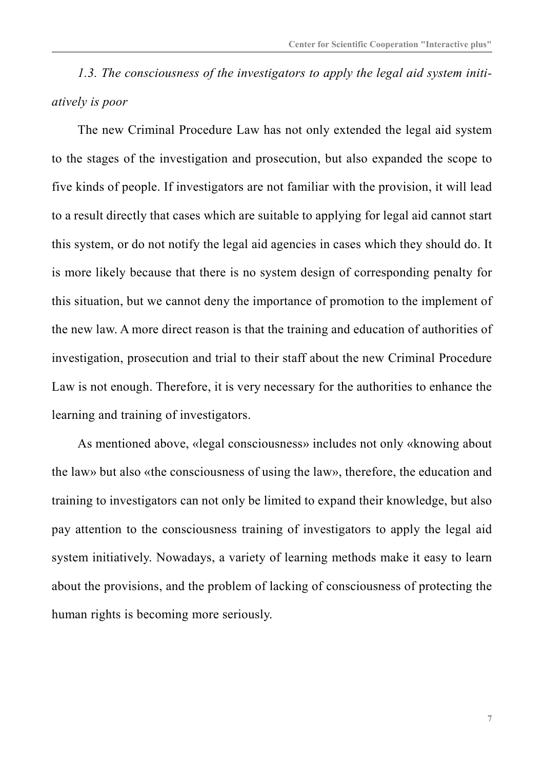*1.3. The consciousness of the investigators to apply the legal aid system initiatively is poor*

The new Criminal Procedure Law has not only extended the legal aid system to the stages of the investigation and prosecution, but also expanded the scope to five kinds of people. If investigators are not familiar with the provision, it will lead to a result directly that cases which are suitable to applying for legal aid cannot start this system, or do not notify the legal aid agencies in cases which they should do. It is more likely because that there is no system design of corresponding penalty for this situation, but we cannot deny the importance of promotion to the implement of the new law. A more direct reason is that the training and education of authorities of investigation, prosecution and trial to their staff about the new Criminal Procedure Law is not enough. Therefore, it is very necessary for the authorities to enhance the learning and training of investigators.

As mentioned above, «legal consciousness» includes not only «knowing about the law» but also «the consciousness of using the law», therefore, the education and training to investigators can not only be limited to expand their knowledge, but also pay attention to the consciousness training of investigators to apply the legal aid system initiatively. Nowadays, a variety of learning methods make it easy to learn about the provisions, and the problem of lacking of consciousness of protecting the human rights is becoming more seriously.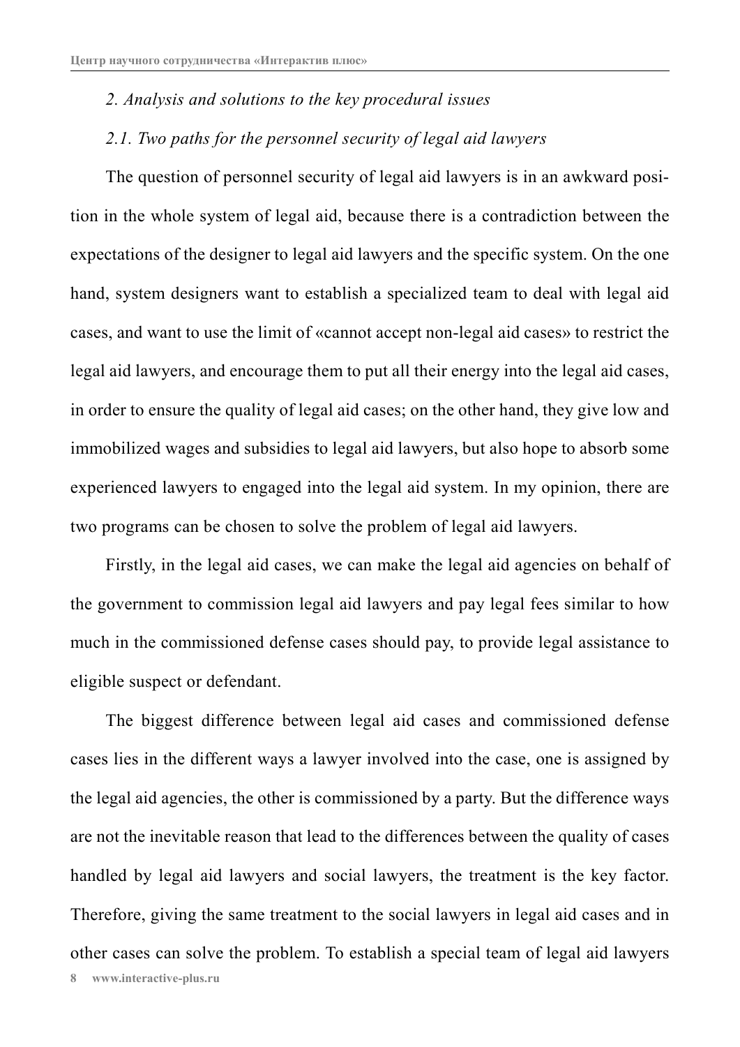*2. Analysis and solutions to the key procedural issues*

*2.1. Two paths for the personnel security of legal aid lawyers*

The question of personnel security of legal aid lawyers is in an awkward position in the whole system of legal aid, because there is a contradiction between the expectations of the designer to legal aid lawyers and the specific system. On the one hand, system designers want to establish a specialized team to deal with legal aid cases, and want to use the limit of «cannot accept non-legal aid cases» to restrict the legal aid lawyers, and encourage them to put all their energy into the legal aid cases, in order to ensure the quality of legal aid cases; on the other hand, they give low and immobilized wages and subsidies to legal aid lawyers, but also hope to absorb some experienced lawyers to engaged into the legal aid system. In my opinion, there are two programs can be chosen to solve the problem of legal aid lawyers.

Firstly, in the legal aid cases, we can make the legal aid agencies on behalf of the government to commission legal aid lawyers and pay legal fees similar to how much in the commissioned defense cases should pay, to provide legal assistance to eligible suspect or defendant.

The biggest difference between legal aid cases and commissioned defense cases lies in the different ways a lawyer involved into the case, one is assigned by the legal aid agencies, the other is commissioned by a party. But the difference ways are not the inevitable reason that lead to the differences between the quality of cases handled by legal aid lawyers and social lawyers, the treatment is the key factor. Therefore, giving the same treatment to the social lawyers in legal aid cases and in other cases can solve the problem. To establish a special team of legal aid lawyers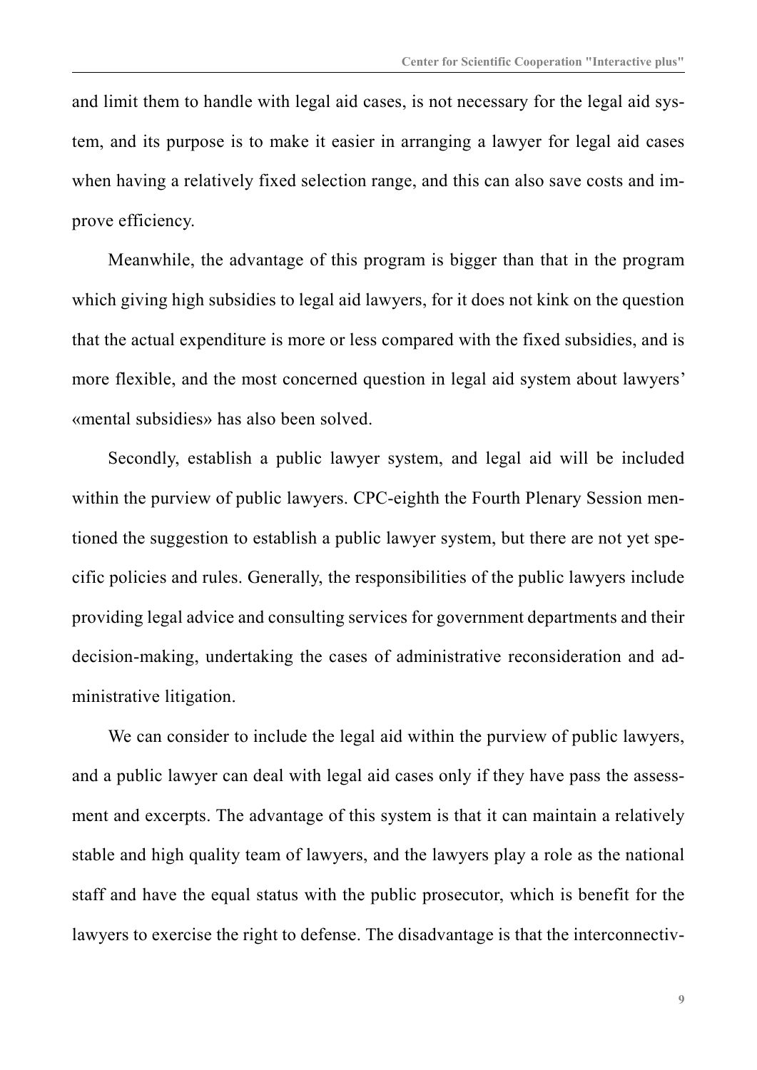and limit them to handle with legal aid cases, is not necessary for the legal aid system, and its purpose is to make it easier in arranging a lawyer for legal aid cases when having a relatively fixed selection range, and this can also save costs and improve efficiency.

Meanwhile, the advantage of this program is bigger than that in the program which giving high subsidies to legal aid lawyers, for it does not kink on the question that the actual expenditure is more or less compared with the fixed subsidies, and is more flexible, and the most concerned question in legal aid system about lawyers' «mental subsidies» has also been solved.

Secondly, establish a public lawyer system, and legal aid will be included within the purview of public lawyers. CPC-eighth the Fourth Plenary Session mentioned the suggestion to establish a public lawyer system, but there are not yet specific policies and rules. Generally, the responsibilities of the public lawyers include providing legal advice and consulting services for government departments and their decision-making, undertaking the cases of administrative reconsideration and administrative litigation.

We can consider to include the legal aid within the purview of public lawyers, and a public lawyer can deal with legal aid cases only if they have pass the assessment and excerpts. The advantage of this system is that it can maintain a relatively stable and high quality team of lawyers, and the lawyers play a role as the national staff and have the equal status with the public prosecutor, which is benefit for the lawyers to exercise the right to defense. The disadvantage is that the interconnectiv-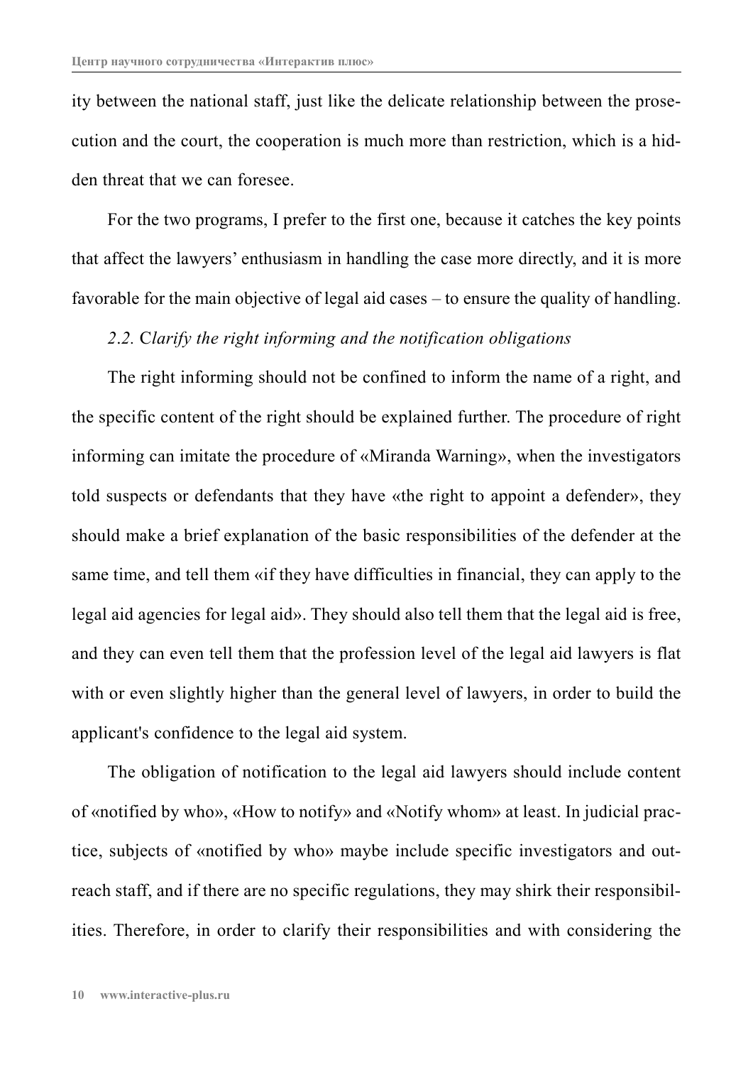ity between the national staff, just like the delicate relationship between the prosecution and the court, the cooperation is much more than restriction, which is a hidden threat that we can foresee.

For the two programs, I prefer to the first one, because it catches the key points that affect the lawyers' enthusiasm in handling the case more directly, and it is more favorable for the main objective of legal aid cases – to ensure the quality of handling.

*2.2. Clarify the right informing and the notification obligations*

The right informing should not be confined to inform the name of a right, and the specific content of the right should be explained further. The procedure of right informing can imitate the procedure of «Miranda Warning», when the investigators told suspects or defendants that they have «the right to appoint a defender», they should make a brief explanation of the basic responsibilities of the defender at the same time, and tell them «if they have difficulties in financial, they can apply to the legal aid agencies for legal aid». They should also tell them that the legal aid is free, and they can even tell them that the profession level of the legal aid lawyers is flat with or even slightly higher than the general level of lawyers, in order to build the applicant's confidence to the legal aid system.

The obligation of notification to the legal aid lawyers should include content of «notified by who», «How to notify» and «Notify whom» at least. In judicial practice, subjects of «notified by who» maybe include specific investigators and outreach staff, and if there are no specific regulations, they may shirk their responsibilities. Therefore, in order to clarify their responsibilities and with considering the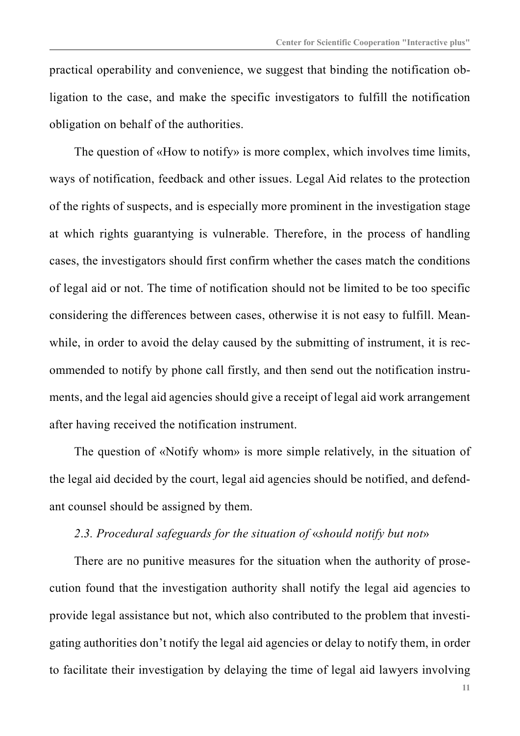practical operability and convenience, we suggest that binding the notification obligation to the case, and make the specific investigators to fulfill the notification obligation on behalf of the authorities.

The question of «How to notify» is more complex, which involves time limits, ways of notification, feedback and other issues. Legal Aid relates to the protection of the rights of suspects, and is especially more prominent in the investigation stage at which rights guarantying is vulnerable. Therefore, in the process of handling cases, the investigators should first confirm whether the cases match the conditions of legal aid or not. The time of notification should not be limited to be too specific considering the differences between cases, otherwise it is not easy to fulfill. Meanwhile, in order to avoid the delay caused by the submitting of instrument, it is recommended to notify by phone call firstly, and then send out the notification instruments, and the legal aid agencies should give a receipt of legal aid work arrangement after having received the notification instrument.

The question of «Notify whom» is more simple relatively, in the situation of the legal aid decided by the court, legal aid agencies should be notified, and defendant counsel should be assigned by them.

*2.3. Procedural safeguards for the situation of «should notify but not»*

There are no punitive measures for the situation when the authority of prosecution found that the investigation authority shall notify the legal aid agencies to provide legal assistance but not, which also contributed to the problem that investigating authorities don't notify the legal aid agencies or delay to notify them, in order to facilitate their investigation by delaying the time of legal aid lawyers involving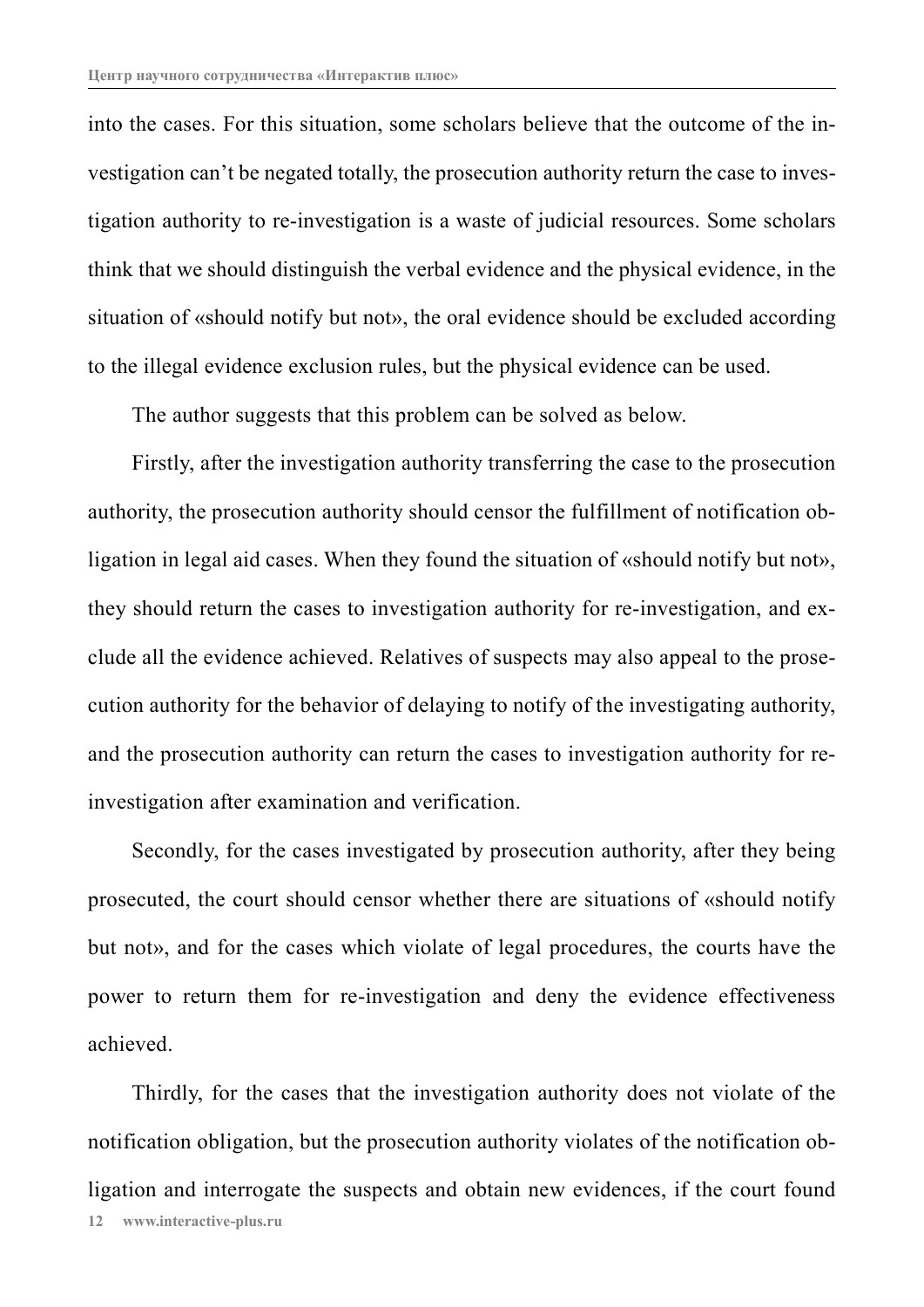into the cases. For this situation, some scholars believe that the outcome of the investigation can't be negated totally, the prosecution authority return the case to investigation authority to re-investigation is a waste of judicial resources. Some scholars think that we should distinguish the verbal evidence and the physical evidence, in the situation of «should notify but not», the oral evidence should be excluded according to the illegal evidence exclusion rules, but the physical evidence can be used.

The author suggests that this problem can be solved as below.

Firstly, after the investigation authority transferring the case to the prosecution authority, the prosecution authority should censor the fulfillment of notification obligation in legal aid cases. When they found the situation of «should notify but not», they should return the cases to investigation authority for re-investigation, and exclude all the evidence achieved. Relatives of suspects may also appeal to the prosecution authority for the behavior of delaying to notify of the investigating authority, and the prosecution authority can return the cases to investigation authority for re-investigation after examination and verification.

Secondly, for the cases investigated by prosecution authority, after they being prosecuted, the court should censor whether there are situations of «should notify but not», and for the cases which violate of legal procedures, the courts have the power to return them for re-investigation and deny the evidence effectiveness achieved.

Thirdly, for the cases that the investigation authority does not violate of the notification obligation, but the prosecution authority violates of the notification obligation and interrogate the suspects and obtain new evidences, if the court found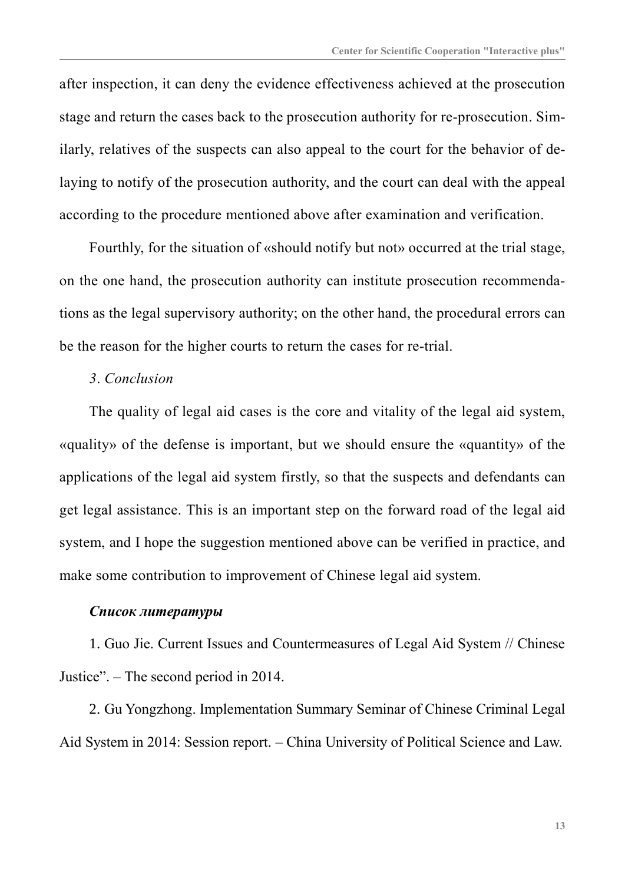after inspection, it can deny the evidence effectiveness achieved at the prosecution stage and return the cases back to the prosecution authority for re-prosecution. Similarly, relatives of the suspects can also appeal to the court for the behavior of delaying to notify of the prosecution authority, and the court can deal with the appeal according to the procedure mentioned above after examination and verification.

Fourthly, for the situation of «should notify but not» occurred at the trial stage, on the one hand, the prosecution authority can institute prosecution recommendations as the legal supervisory authority; on the other hand, the procedural errors can be the reason for the higher courts to return the cases for re-trial.

*3. Conclusion*

The quality of legal aid cases is the core and vitality of the legal aid system, «quality» of the defense is important, but we should ensure the «quantity» of the applications of the legal aid system firstly, so that the suspects and defendants can get legal assistance. This is an important step on the forward road of the legal aid system, and I hope the suggestion mentioned above can be verified in practice, and make some contribution to improvement of Chinese legal aid system.

***Список литературы***

1. Guo Jie. Current Issues and Countermeasures of Legal Aid System // Chinese Justice". – The second period in 2014.

2. Gu Yongzhong. Implementation Summary Seminar of Chinese Criminal Legal Aid System in 2014: Session report. – China University of Political Science and Law.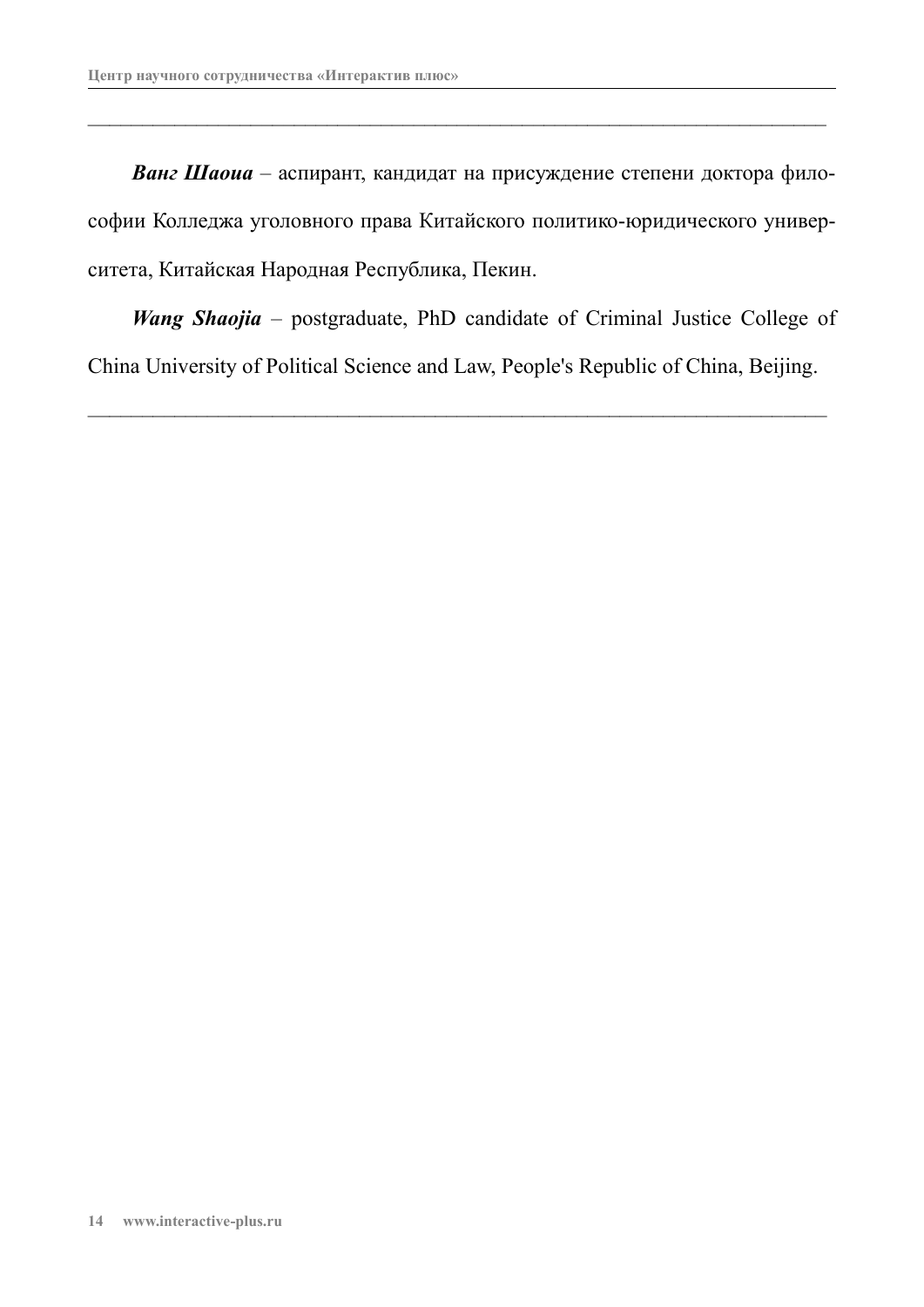___

***Ванг Шаоца*** – аспирант, кандидат на присуждение степени доктора философии Колледжа уголовного права Китайского политико-юридического университета, Китайская Народная Республика, Пекин.

***Wang Shaojia*** – postgraduate, PhD candidate of Criminal Justice College of China University of Political Science and Law, People's Republic of China, Beijing.

___